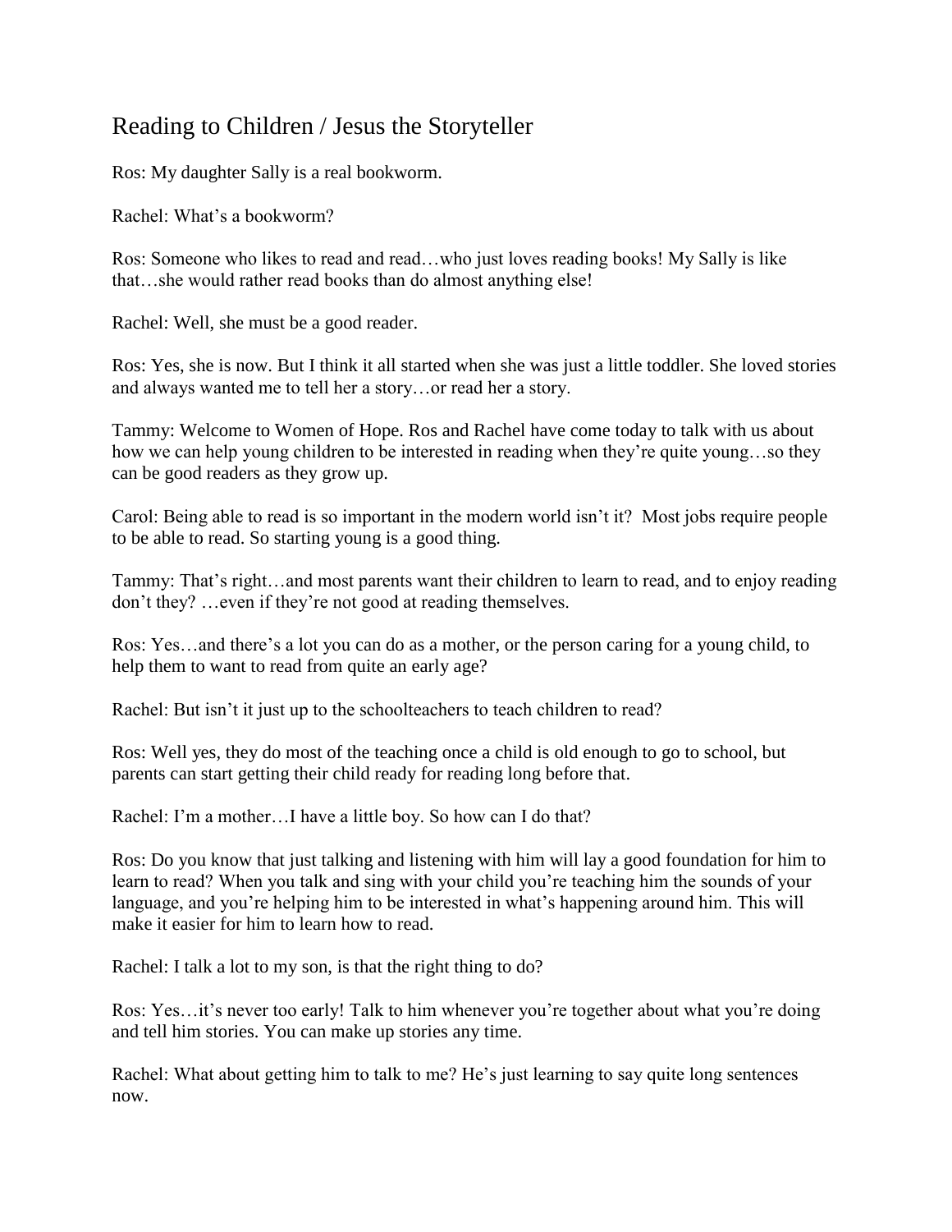# Reading to Children / Jesus the Storyteller

Ros: My daughter Sally is a real bookworm.

Rachel: What's a bookworm?

Ros: Someone who likes to read and read…who just loves reading books! My Sally is like that…she would rather read books than do almost anything else!

Rachel: Well, she must be a good reader.

Ros: Yes, she is now. But I think it all started when she was just a little toddler. She loved stories and always wanted me to tell her a story…or read her a story.

Tammy: Welcome to Women of Hope. Ros and Rachel have come today to talk with us about how we can help young children to be interested in reading when they're quite young…so they can be good readers as they grow up.

Carol: Being able to read is so important in the modern world isn't it? Most jobs require people to be able to read. So starting young is a good thing.

Tammy: That's right…and most parents want their children to learn to read, and to enjoy reading don't they? …even if they're not good at reading themselves.

Ros: Yes…and there's a lot you can do as a mother, or the person caring for a young child, to help them to want to read from quite an early age?

Rachel: But isn't it just up to the schoolteachers to teach children to read?

Ros: Well yes, they do most of the teaching once a child is old enough to go to school, but parents can start getting their child ready for reading long before that.

Rachel: I'm a mother…I have a little boy. So how can I do that?

Ros: Do you know that just talking and listening with him will lay a good foundation for him to learn to read? When you talk and sing with your child you're teaching him the sounds of your language, and you're helping him to be interested in what's happening around him. This will make it easier for him to learn how to read.

Rachel: I talk a lot to my son, is that the right thing to do?

Ros: Yes…it's never too early! Talk to him whenever you're together about what you're doing and tell him stories. You can make up stories any time.

Rachel: What about getting him to talk to me? He's just learning to say quite long sentences now.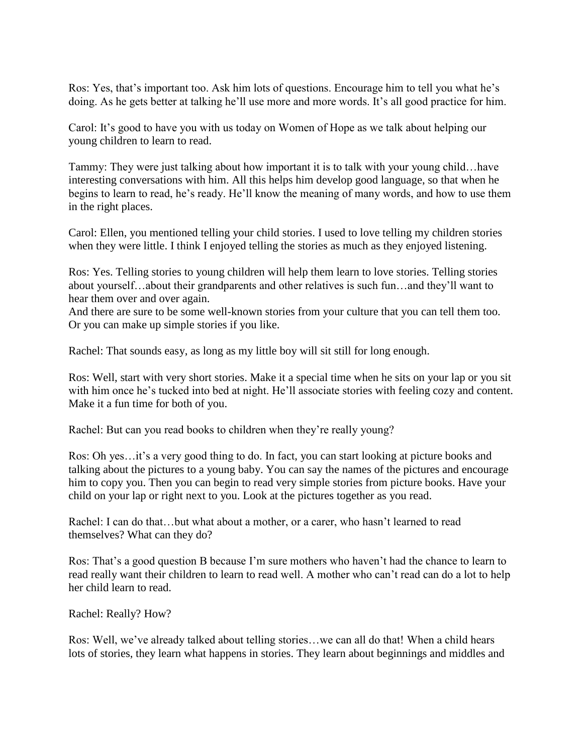Ros: Yes, that's important too. Ask him lots of questions. Encourage him to tell you what he's doing. As he gets better at talking he'll use more and more words. It's all good practice for him.

Carol: It's good to have you with us today on Women of Hope as we talk about helping our young children to learn to read.

Tammy: They were just talking about how important it is to talk with your young child…have interesting conversations with him. All this helps him develop good language, so that when he begins to learn to read, he's ready. He'll know the meaning of many words, and how to use them in the right places.

Carol: Ellen, you mentioned telling your child stories. I used to love telling my children stories when they were little. I think I enjoyed telling the stories as much as they enjoyed listening.

Ros: Yes. Telling stories to young children will help them learn to love stories. Telling stories about yourself…about their grandparents and other relatives is such fun…and they'll want to hear them over and over again.
And there are sure to be some well-known stories from your culture that you can tell them too. Or you can make up simple stories if you like.

Rachel: That sounds easy, as long as my little boy will sit still for long enough.

Ros: Well, start with very short stories. Make it a special time when he sits on your lap or you sit with him once he's tucked into bed at night. He'll associate stories with feeling cozy and content. Make it a fun time for both of you.

Rachel: But can you read books to children when they're really young?

Ros: Oh yes…it's a very good thing to do. In fact, you can start looking at picture books and talking about the pictures to a young baby. You can say the names of the pictures and encourage him to copy you. Then you can begin to read very simple stories from picture books. Have your child on your lap or right next to you. Look at the pictures together as you read.

Rachel: I can do that…but what about a mother, or a carer, who hasn't learned to read themselves? What can they do?

Ros: That's a good question B because I'm sure mothers who haven't had the chance to learn to read really want their children to learn to read well. A mother who can't read can do a lot to help her child learn to read.

Rachel: Really? How?

Ros: Well, we've already talked about telling stories…we can all do that! When a child hears lots of stories, they learn what happens in stories. They learn about beginnings and middles and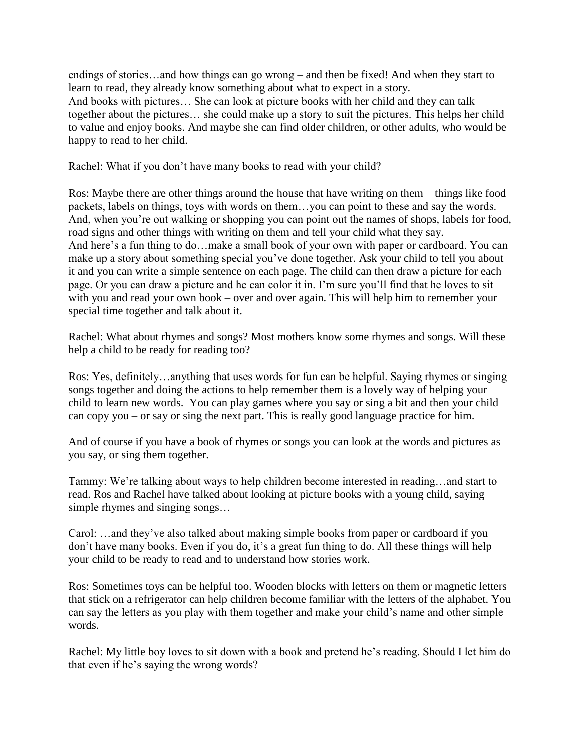endings of stories…and how things can go wrong – and then be fixed! And when they start to learn to read, they already know something about what to expect in a story.
And books with pictures… She can look at picture books with her child and they can talk together about the pictures… she could make up a story to suit the pictures. This helps her child to value and enjoy books. And maybe she can find older children, or other adults, who would be happy to read to her child.

Rachel: What if you don't have many books to read with your child?

Ros: Maybe there are other things around the house that have writing on them – things like food packets, labels on things, toys with words on them…you can point to these and say the words. And, when you're out walking or shopping you can point out the names of shops, labels for food, road signs and other things with writing on them and tell your child what they say.
And here's a fun thing to do…make a small book of your own with paper or cardboard. You can make up a story about something special you've done together. Ask your child to tell you about it and you can write a simple sentence on each page. The child can then draw a picture for each page. Or you can draw a picture and he can color it in. I'm sure you'll find that he loves to sit with you and read your own book – over and over again. This will help him to remember your special time together and talk about it.

Rachel: What about rhymes and songs? Most mothers know some rhymes and songs. Will these help a child to be ready for reading too?

Ros: Yes, definitely…anything that uses words for fun can be helpful. Saying rhymes or singing songs together and doing the actions to help remember them is a lovely way of helping your child to learn new words. You can play games where you say or sing a bit and then your child can copy you – or say or sing the next part. This is really good language practice for him.

And of course if you have a book of rhymes or songs you can look at the words and pictures as you say, or sing them together.

Tammy: We're talking about ways to help children become interested in reading…and start to read. Ros and Rachel have talked about looking at picture books with a young child, saying simple rhymes and singing songs…

Carol: …and they've also talked about making simple books from paper or cardboard if you don't have many books. Even if you do, it's a great fun thing to do. All these things will help your child to be ready to read and to understand how stories work.

Ros: Sometimes toys can be helpful too. Wooden blocks with letters on them or magnetic letters that stick on a refrigerator can help children become familiar with the letters of the alphabet. You can say the letters as you play with them together and make your child's name and other simple words.

Rachel: My little boy loves to sit down with a book and pretend he's reading. Should I let him do that even if he's saying the wrong words?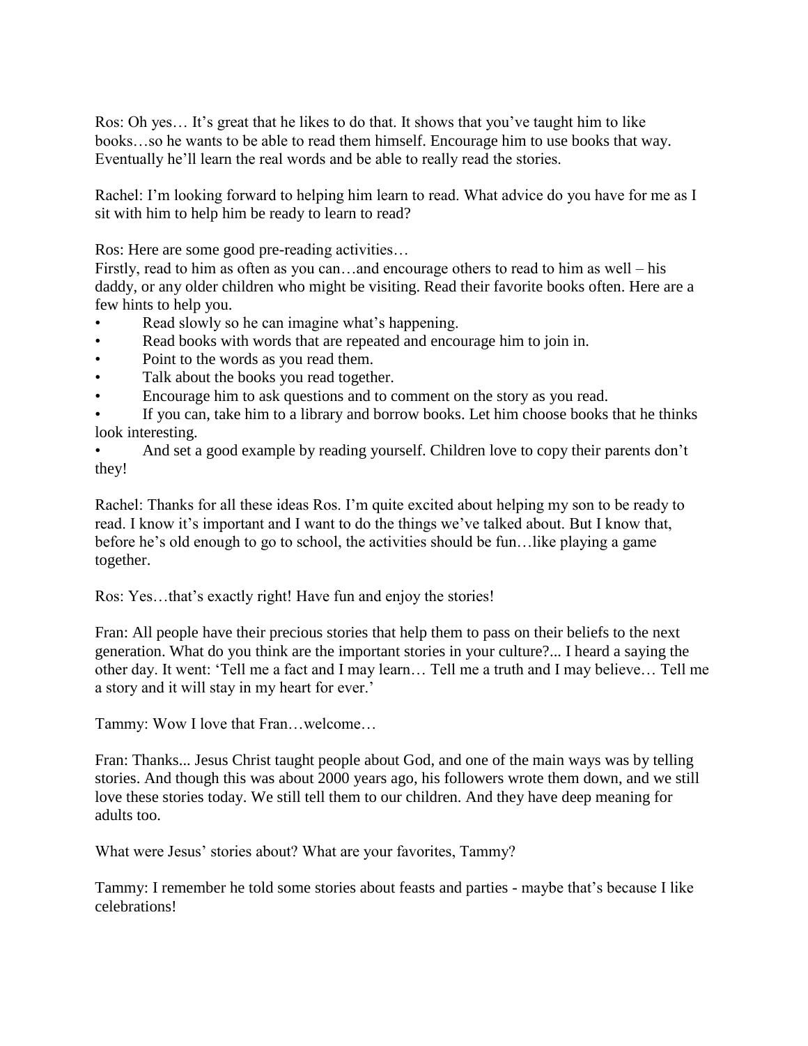Ros: Oh yes… It's great that he likes to do that. It shows that you've taught him to like books…so he wants to be able to read them himself. Encourage him to use books that way. Eventually he'll learn the real words and be able to really read the stories.

Rachel: I'm looking forward to helping him learn to read. What advice do you have for me as I sit with him to help him be ready to learn to read?

Ros: Here are some good pre-reading activities…
Firstly, read to him as often as you can…and encourage others to read to him as well – his daddy, or any older children who might be visiting. Read their favorite books often. Here are a few hints to help you.

- Read slowly so he can imagine what's happening.
- Read books with words that are repeated and encourage him to join in.
- Point to the words as you read them.
- Talk about the books you read together.
- Encourage him to ask questions and to comment on the story as you read.
- If you can, take him to a library and borrow books. Let him choose books that he thinks look interesting.
- And set a good example by reading yourself. Children love to copy their parents don't they!

Rachel: Thanks for all these ideas Ros. I'm quite excited about helping my son to be ready to read. I know it's important and I want to do the things we've talked about. But I know that, before he's old enough to go to school, the activities should be fun…like playing a game together.

Ros: Yes…that's exactly right! Have fun and enjoy the stories!

Fran: All people have their precious stories that help them to pass on their beliefs to the next generation. What do you think are the important stories in your culture?... I heard a saying the other day. It went: 'Tell me a fact and I may learn… Tell me a truth and I may believe… Tell me a story and it will stay in my heart for ever.'

Tammy: Wow I love that Fran…welcome…

Fran: Thanks... Jesus Christ taught people about God, and one of the main ways was by telling stories. And though this was about 2000 years ago, his followers wrote them down, and we still love these stories today. We still tell them to our children. And they have deep meaning for adults too.

What were Jesus' stories about? What are your favorites, Tammy?

Tammy: I remember he told some stories about feasts and parties - maybe that's because I like celebrations!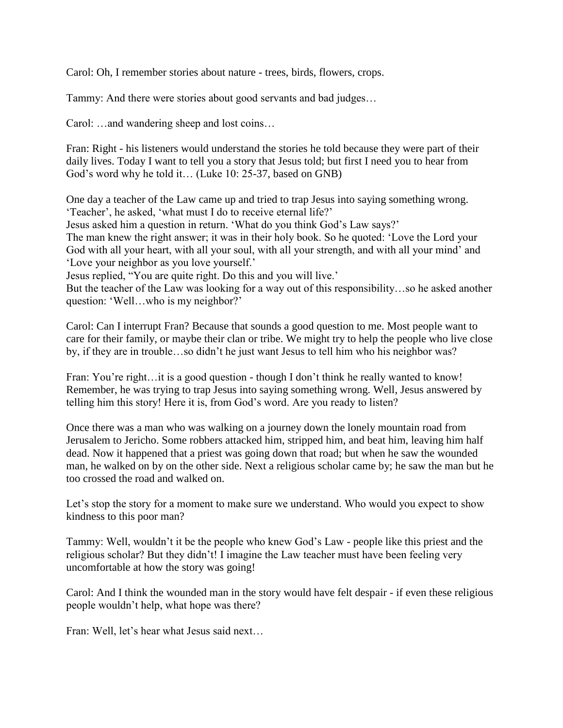Carol: Oh, I remember stories about nature - trees, birds, flowers, crops.

Tammy: And there were stories about good servants and bad judges…

Carol: …and wandering sheep and lost coins…

Fran: Right - his listeners would understand the stories he told because they were part of their daily lives. Today I want to tell you a story that Jesus told; but first I need you to hear from God's word why he told it… (Luke 10: 25-37, based on GNB)

One day a teacher of the Law came up and tried to trap Jesus into saying something wrong. 'Teacher', he asked, 'what must I do to receive eternal life?'
Jesus asked him a question in return. 'What do you think God's Law says?'
The man knew the right answer; it was in their holy book. So he quoted: 'Love the Lord your God with all your heart, with all your soul, with all your strength, and with all your mind' and 'Love your neighbor as you love yourself.'
Jesus replied, "You are quite right. Do this and you will live.'
But the teacher of the Law was looking for a way out of this responsibility…so he asked another question: 'Well…who is my neighbor?'

Carol: Can I interrupt Fran? Because that sounds a good question to me. Most people want to care for their family, or maybe their clan or tribe. We might try to help the people who live close by, if they are in trouble…so didn't he just want Jesus to tell him who his neighbor was?

Fran: You're right…it is a good question - though I don't think he really wanted to know! Remember, he was trying to trap Jesus into saying something wrong. Well, Jesus answered by telling him this story! Here it is, from God's word. Are you ready to listen?

Once there was a man who was walking on a journey down the lonely mountain road from Jerusalem to Jericho. Some robbers attacked him, stripped him, and beat him, leaving him half dead. Now it happened that a priest was going down that road; but when he saw the wounded man, he walked on by on the other side. Next a religious scholar came by; he saw the man but he too crossed the road and walked on.

Let's stop the story for a moment to make sure we understand. Who would you expect to show kindness to this poor man?

Tammy: Well, wouldn't it be the people who knew God's Law - people like this priest and the religious scholar? But they didn't! I imagine the Law teacher must have been feeling very uncomfortable at how the story was going!

Carol: And I think the wounded man in the story would have felt despair - if even these religious people wouldn't help, what hope was there?

Fran: Well, let's hear what Jesus said next…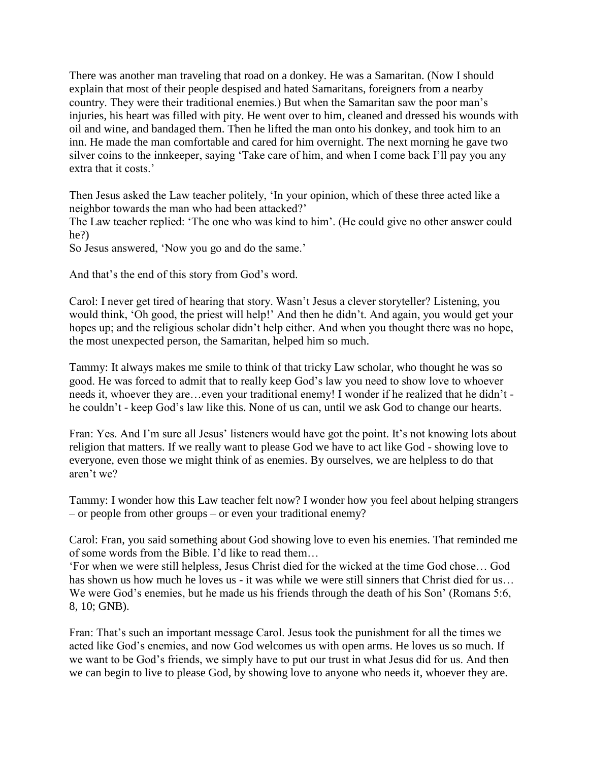There was another man traveling that road on a donkey. He was a Samaritan. (Now I should explain that most of their people despised and hated Samaritans, foreigners from a nearby country. They were their traditional enemies.) But when the Samaritan saw the poor man's injuries, his heart was filled with pity. He went over to him, cleaned and dressed his wounds with oil and wine, and bandaged them. Then he lifted the man onto his donkey, and took him to an inn. He made the man comfortable and cared for him overnight. The next morning he gave two silver coins to the innkeeper, saying 'Take care of him, and when I come back I'll pay you any extra that it costs.'

Then Jesus asked the Law teacher politely, 'In your opinion, which of these three acted like a neighbor towards the man who had been attacked?'
The Law teacher replied: 'The one who was kind to him'. (He could give no other answer could he?)
So Jesus answered, 'Now you go and do the same.'

And that's the end of this story from God's word.

Carol: I never get tired of hearing that story. Wasn't Jesus a clever storyteller? Listening, you would think, 'Oh good, the priest will help!' And then he didn't. And again, you would get your hopes up; and the religious scholar didn't help either. And when you thought there was no hope, the most unexpected person, the Samaritan, helped him so much.

Tammy: It always makes me smile to think of that tricky Law scholar, who thought he was so good. He was forced to admit that to really keep God's law you need to show love to whoever needs it, whoever they are…even your traditional enemy! I wonder if he realized that he didn't - he couldn't - keep God's law like this. None of us can, until we ask God to change our hearts.

Fran: Yes. And I'm sure all Jesus' listeners would have got the point. It's not knowing lots about religion that matters. If we really want to please God we have to act like God - showing love to everyone, even those we might think of as enemies. By ourselves, we are helpless to do that aren't we?

Tammy: I wonder how this Law teacher felt now? I wonder how you feel about helping strangers – or people from other groups – or even your traditional enemy?

Carol: Fran, you said something about God showing love to even his enemies. That reminded me of some words from the Bible. I'd like to read them…
'For when we were still helpless, Jesus Christ died for the wicked at the time God chose… God has shown us how much he loves us - it was while we were still sinners that Christ died for us… We were God's enemies, but he made us his friends through the death of his Son' (Romans 5:6, 8, 10; GNB).

Fran: That's such an important message Carol. Jesus took the punishment for all the times we acted like God's enemies, and now God welcomes us with open arms. He loves us so much. If we want to be God's friends, we simply have to put our trust in what Jesus did for us. And then we can begin to live to please God, by showing love to anyone who needs it, whoever they are.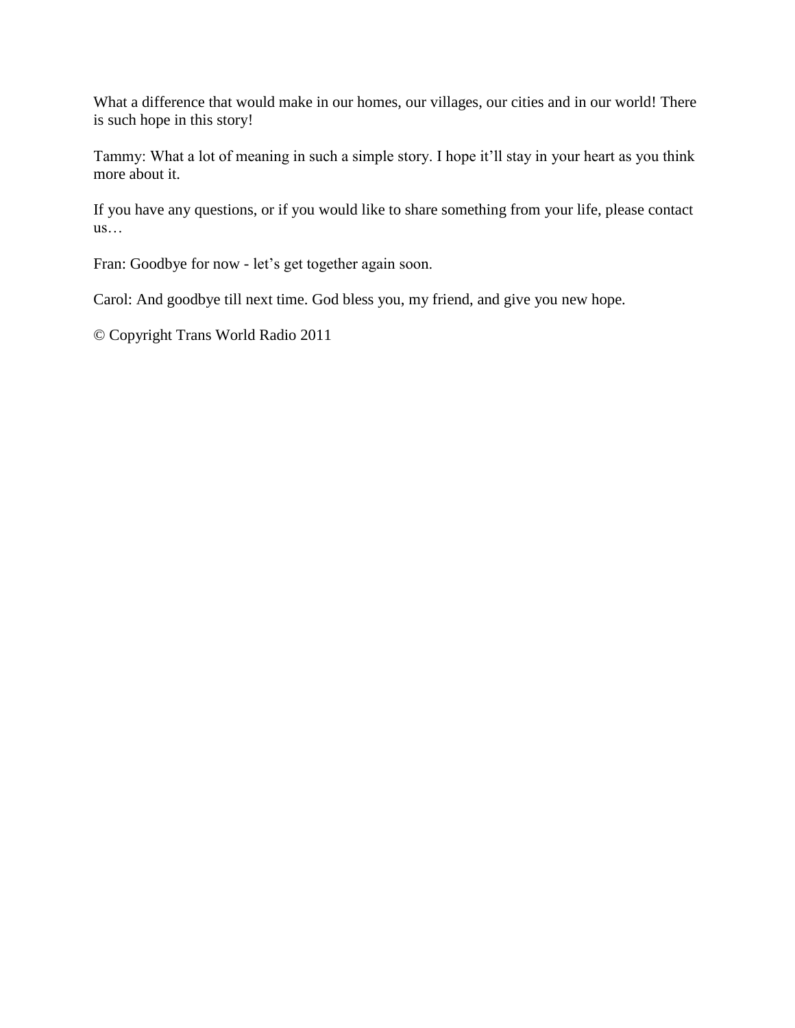What a difference that would make in our homes, our villages, our cities and in our world! There is such hope in this story!

Tammy: What a lot of meaning in such a simple story. I hope it'll stay in your heart as you think more about it.

If you have any questions, or if you would like to share something from your life, please contact us…

Fran: Goodbye for now - let's get together again soon.

Carol: And goodbye till next time. God bless you, my friend, and give you new hope.

© Copyright Trans World Radio 2011